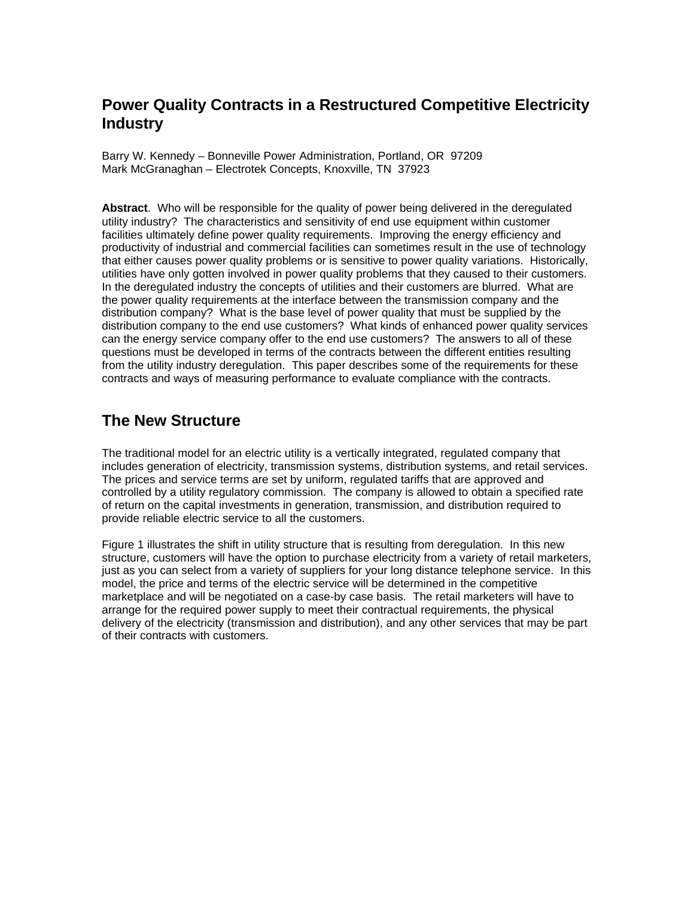# Power Quality Contracts in a Restructured Competitive Electricity Industry

Barry W. Kennedy – Bonneville Power Administration, Portland, OR 97209
Mark McGranaghan – Electrotek Concepts, Knoxville, TN 37923

**Abstract**. Who will be responsible for the quality of power being delivered in the deregulated utility industry? The characteristics and sensitivity of end use equipment within customer facilities ultimately define power quality requirements. Improving the energy efficiency and productivity of industrial and commercial facilities can sometimes result in the use of technology that either causes power quality problems or is sensitive to power quality variations. Historically, utilities have only gotten involved in power quality problems that they caused to their customers. In the deregulated industry the concepts of utilities and their customers are blurred. What are the power quality requirements at the interface between the transmission company and the distribution company? What is the base level of power quality that must be supplied by the distribution company to the end use customers? What kinds of enhanced power quality services can the energy service company offer to the end use customers? The answers to all of these questions must be developed in terms of the contracts between the different entities resulting from the utility industry deregulation. This paper describes some of the requirements for these contracts and ways of measuring performance to evaluate compliance with the contracts.

## The New Structure

The traditional model for an electric utility is a vertically integrated, regulated company that includes generation of electricity, transmission systems, distribution systems, and retail services. The prices and service terms are set by uniform, regulated tariffs that are approved and controlled by a utility regulatory commission. The company is allowed to obtain a specified rate of return on the capital investments in generation, transmission, and distribution required to provide reliable electric service to all the customers.

Figure 1 illustrates the shift in utility structure that is resulting from deregulation. In this new structure, customers will have the option to purchase electricity from a variety of retail marketers, just as you can select from a variety of suppliers for your long distance telephone service. In this model, the price and terms of the electric service will be determined in the competitive marketplace and will be negotiated on a case-by case basis. The retail marketers will have to arrange for the required power supply to meet their contractual requirements, the physical delivery of the electricity (transmission and distribution), and any other services that may be part of their contracts with customers.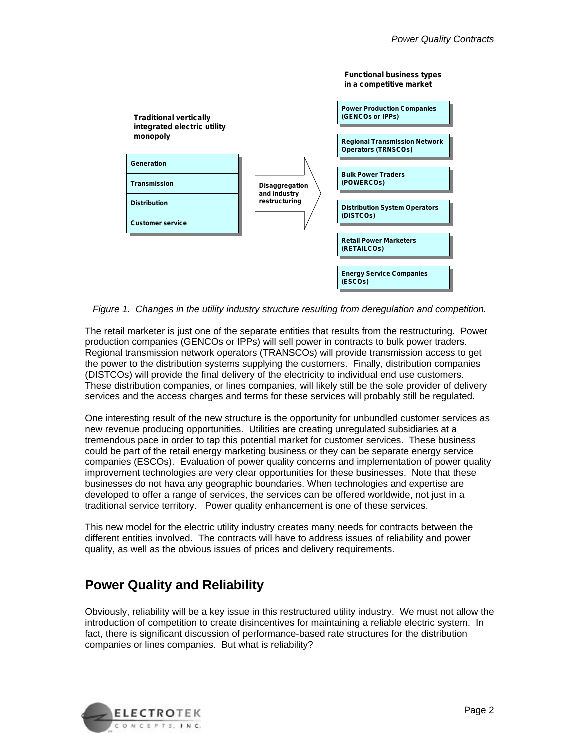**Traditional vertically integrated electric utility monopoly**

- Generation
- Transmission
- Distribution
- Customer service

**Disaggregation and industry restructuring**

**Functional business types in a competitive market**

- Power Production Companies (GENCOs or IPPs)
- Regional Transmission Network Operators (TRNSCOs)
- Bulk Power Traders (POWERCOs)
- Distribution System Operators (DISTCOs)
- Retail Power Marketers (RETAILCOs)
- Energy Service Companies (ESCOs)

*Figure 1. Changes in the utility industry structure resulting from deregulation and competition.*

The retail marketer is just one of the separate entities that results from the restructuring. Power production companies (GENCOs or IPPs) will sell power in contracts to bulk power traders. Regional transmission network operators (TRANSCOs) will provide transmission access to get the power to the distribution systems supplying the customers. Finally, distribution companies (DISTCOs) will provide the final delivery of the electricity to individual end use customers. These distribution companies, or lines companies, will likely still be the sole provider of delivery services and the access charges and terms for these services will probably still be regulated.

One interesting result of the new structure is the opportunity for unbundled customer services as new revenue producing opportunities. Utilities are creating unregulated subsidiaries at a tremendous pace in order to tap this potential market for customer services. These business could be part of the retail energy marketing business or they can be separate energy service companies (ESCOs). Evaluation of power quality concerns and implementation of power quality improvement technologies are very clear opportunities for these businesses. Note that these businesses do not hava any geographic boundaries. When technologies and expertise are developed to offer a range of services, the services can be offered worldwide, not just in a traditional service territory. Power quality enhancement is one of these services.

This new model for the electric utility industry creates many needs for contracts between the different entities involved. The contracts will have to address issues of reliability and power quality, as well as the obvious issues of prices and delivery requirements.

## Power Quality and Reliability

Obviously, reliability will be a key issue in this restructured utility industry. We must not allow the introduction of competition to create disincentives for maintaining a reliable electric system. In fact, there is significant discussion of performance-based rate structures for the distribution companies or lines companies. But what is reliability?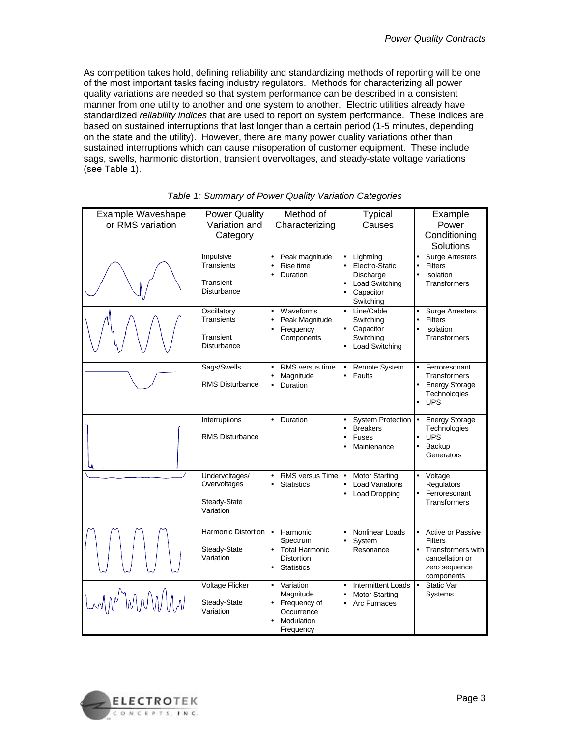As competition takes hold, defining reliability and standardizing methods of reporting will be one of the most important tasks facing industry regulators. Methods for characterizing all power quality variations are needed so that system performance can be described in a consistent manner from one utility to another and one system to another. Electric utilities already have standardized *reliability indices* that are used to report on system performance. These indices are based on sustained interruptions that last longer than a certain period (1-5 minutes, depending on the state and the utility). However, there are many power quality variations other than sustained interruptions which can cause misoperation of customer equipment. These include sags, swells, harmonic distortion, transient overvoltages, and steady-state voltage variations (see Table 1).

*Table 1: Summary of Power Quality Variation Categories*

| Example Waveshape or RMS variation | Power Quality Variation and Category | Method of Characterizing | Typical Causes | Example Power Conditioning Solutions |
|---|---|---|---|---|
| | Impulsive Transients<br><br>Transient Disturbance | • Peak magnitude<br>• Rise time<br>• Duration | • Lightning<br>• Electro-Static Discharge<br>• Load Switching<br>• Capacitor Switching | • Surge Arresters<br>• Filters<br>• Isolation Transformers |
| | Oscillatory Transients<br><br>Transient Disturbance | • Waveforms<br>• Peak Magnitude<br>• Frequency Components | • Line/Cable Switching<br>• Capacitor Switching<br>• Load Switching | • Surge Arresters<br>• Filters<br>• Isolation Transformers |
| | Sags/Swells<br><br>RMS Disturbance | • RMS versus time<br>• Magnitude<br>• Duration | • Remote System<br>• Faults | • Ferroresonant Transformers<br>• Energy Storage Technologies<br>• UPS |
| | Interruptions<br><br>RMS Disturbance | • Duration | • System Protection<br>• Breakers<br>• Fuses<br>• Maintenance | • Energy Storage Technologies<br>• UPS<br>• Backup Generators |
| | Undervoltages/ Overvoltages<br><br>Steady-State Variation | • RMS versus Time<br>• Statistics | • Motor Starting<br>• Load Variations<br>• Load Dropping | • Voltage Regulators<br>• Ferroresonant Transformers |
| | Harmonic Distortion<br><br>Steady-State Variation | • Harmonic Spectrum<br>• Total Harmonic Distortion<br>• Statistics | • Nonlinear Loads<br>• System Resonance | • Active or Passive Filters<br>• Transformers with cancellation or zero sequence components |
| | Voltage Flicker<br><br>Steady-State Variation | • Variation Magnitude<br>• Frequency of Occurrence<br>• Modulation Frequency | • Intermittent Loads<br>• Motor Starting<br>• Arc Furnaces | • Static Var Systems |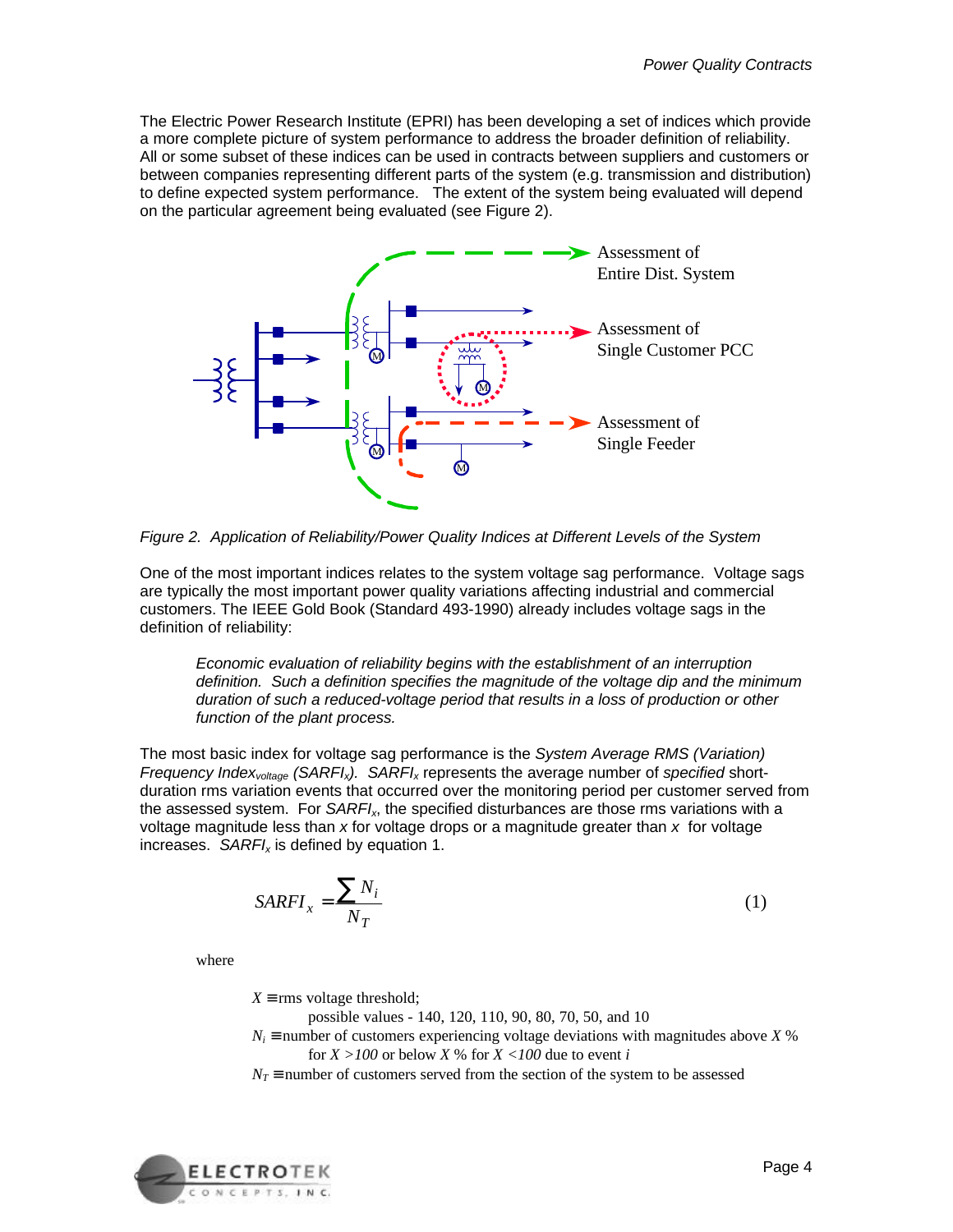The Electric Power Research Institute (EPRI) has been developing a set of indices which provide a more complete picture of system performance to address the broader definition of reliability. All or some subset of these indices can be used in contracts between suppliers and customers or between companies representing different parts of the system (e.g. transmission and distribution) to define expected system performance. The extent of the system being evaluated will depend on the particular agreement being evaluated (see Figure 2).

Assessment of Entire Dist. System

Assessment of Single Customer PCC

Assessment of Single Feeder

*Figure 2. Application of Reliability/Power Quality Indices at Different Levels of the System*

One of the most important indices relates to the system voltage sag performance. Voltage sags are typically the most important power quality variations affecting industrial and commercial customers. The IEEE Gold Book (Standard 493-1990) already includes voltage sags in the definition of reliability:

> *Economic evaluation of reliability begins with the establishment of an interruption definition. Such a definition specifies the magnitude of the voltage dip and the minimum duration of such a reduced-voltage period that results in a loss of production or other function of the plant process.*

The most basic index for voltage sag performance is the *System Average RMS (Variation) Frequency Index$_{voltage}$ ($SARFI_x$)*. $SARFI_x$ represents the average number of *specified* short-duration rms variation events that occurred over the monitoring period per customer served from the assessed system. For $SARFI_x$, the specified disturbances are those rms variations with a voltage magnitude less than *x* for voltage drops or a magnitude greater than *x* for voltage increases. $SARFI_x$ is defined by equation 1.

$$SARFI_x = \frac{\sum N_i}{N_T} \tag{1}$$

where

$X \equiv$ rms voltage threshold;
possible values - 140, 120, 110, 90, 80, 70, 50, and 10

$N_i \equiv$ number of customers experiencing voltage deviations with magnitudes above $X$ % for $X > 100$ or below $X$ % for $X < 100$ due to event $i$

$N_T \equiv$ number of customers served from the section of the system to be assessed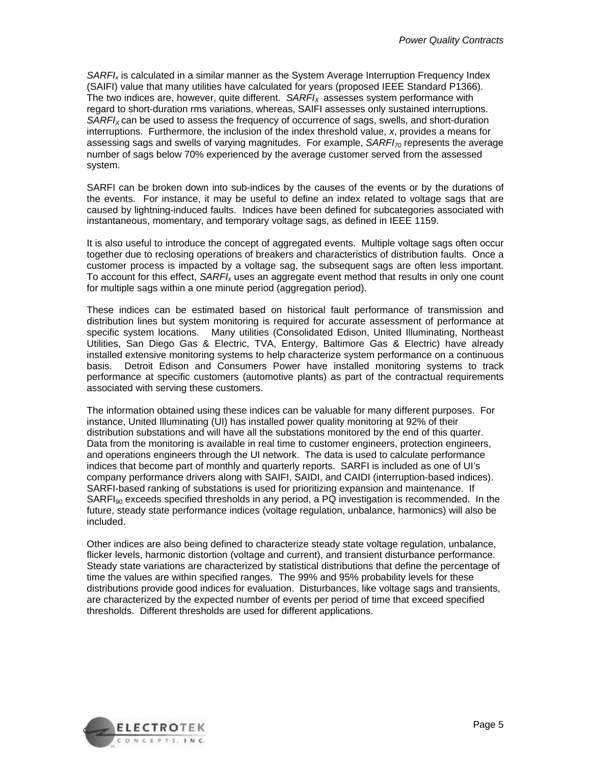$SARFI_x$ is calculated in a similar manner as the System Average Interruption Frequency Index (SAIFI) value that many utilities have calculated for years (proposed IEEE Standard P1366). The two indices are, however, quite different. $SARFI_X$ assesses system performance with regard to short-duration rms variations, whereas, SAIFI assesses only sustained interruptions. $SARFI_X$ can be used to assess the frequency of occurrence of sags, swells, and short-duration interruptions. Furthermore, the inclusion of the index threshold value, *x*, provides a means for assessing sags and swells of varying magnitudes. For example, $SARFI_{70}$ represents the average number of sags below 70% experienced by the average customer served from the assessed system.

SARFI can be broken down into sub-indices by the causes of the events or by the durations of the events. For instance, it may be useful to define an index related to voltage sags that are caused by lightning-induced faults. Indices have been defined for subcategories associated with instantaneous, momentary, and temporary voltage sags, as defined in IEEE 1159.

It is also useful to introduce the concept of aggregated events. Multiple voltage sags often occur together due to reclosing operations of breakers and characteristics of distribution faults. Once a customer process is impacted by a voltage sag, the subsequent sags are often less important. To account for this effect, $SARFI_x$ uses an aggregate event method that results in only one count for multiple sags within a one minute period (aggregation period).

These indices can be estimated based on historical fault performance of transmission and distribution lines but system monitoring is required for accurate assessment of performance at specific system locations. Many utilities (Consolidated Edison, United Illuminating, Northeast Utilities, San Diego Gas & Electric, TVA, Entergy, Baltimore Gas & Electric) have already installed extensive monitoring systems to help characterize system performance on a continuous basis. Detroit Edison and Consumers Power have installed monitoring systems to track performance at specific customers (automotive plants) as part of the contractual requirements associated with serving these customers.

The information obtained using these indices can be valuable for many different purposes. For instance, United Illuminating (UI) has installed power quality monitoring at 92% of their distribution substations and will have all the substations monitored by the end of this quarter. Data from the monitoring is available in real time to customer engineers, protection engineers, and operations engineers through the UI network. The data is used to calculate performance indices that become part of monthly and quarterly reports. SARFI is included as one of UI's company performance drivers along with SAIFI, SAIDI, and CAIDI (interruption-based indices). SARFI-based ranking of substations is used for prioritizing expansion and maintenance. If $SARFI_{90}$ exceeds specified thresholds in any period, a PQ investigation is recommended. In the future, steady state performance indices (voltage regulation, unbalance, harmonics) will also be included.

Other indices are also being defined to characterize steady state voltage regulation, unbalance, flicker levels, harmonic distortion (voltage and current), and transient disturbance performance. Steady state variations are characterized by statistical distributions that define the percentage of time the values are within specified ranges. The 99% and 95% probability levels for these distributions provide good indices for evaluation. Disturbances, like voltage sags and transients, are characterized by the expected number of events per period of time that exceed specified thresholds. Different thresholds are used for different applications.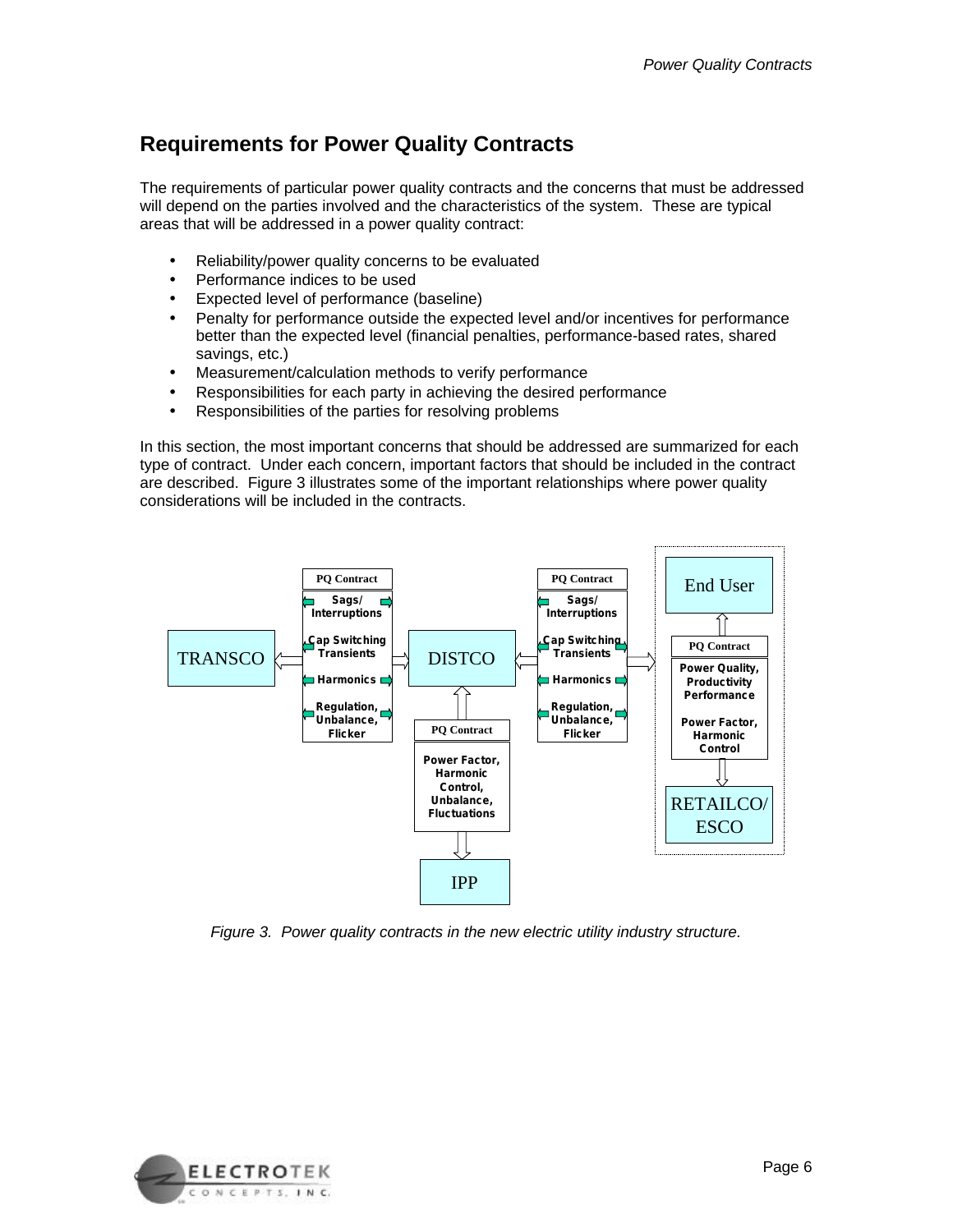## Requirements for Power Quality Contracts

The requirements of particular power quality contracts and the concerns that must be addressed will depend on the parties involved and the characteristics of the system. These are typical areas that will be addressed in a power quality contract:

- Reliability/power quality concerns to be evaluated
- Performance indices to be used
- Expected level of performance (baseline)
- Penalty for performance outside the expected level and/or incentives for performance better than the expected level (financial penalties, performance-based rates, shared savings, etc.)
- Measurement/calculation methods to verify performance
- Responsibilities for each party in achieving the desired performance
- Responsibilities of the parties for resolving problems

In this section, the most important concerns that should be addressed are summarized for each type of contract. Under each concern, important factors that should be included in the contract are described. Figure 3 illustrates some of the important relationships where power quality considerations will be included in the contracts.

TRANSCO — PQ Contract: Sags/Interruptions; Cap Switching Transients; Harmonics; Regulation, Unbalance, Flicker — DISTCO — PQ Contract: Sags/Interruptions; Cap Switching Transients; Harmonics; Regulation, Unbalance, Flicker — End User / RETAILCO/ESCO

End User — PQ Contract: Power Quality, Productivity Performance; Power Factor, Harmonic Control — RETAILCO/ESCO

DISTCO — PQ Contract: Power Factor, Harmonic Control, Unbalance, Fluctuations — IPP

*Figure 3. Power quality contracts in the new electric utility industry structure.*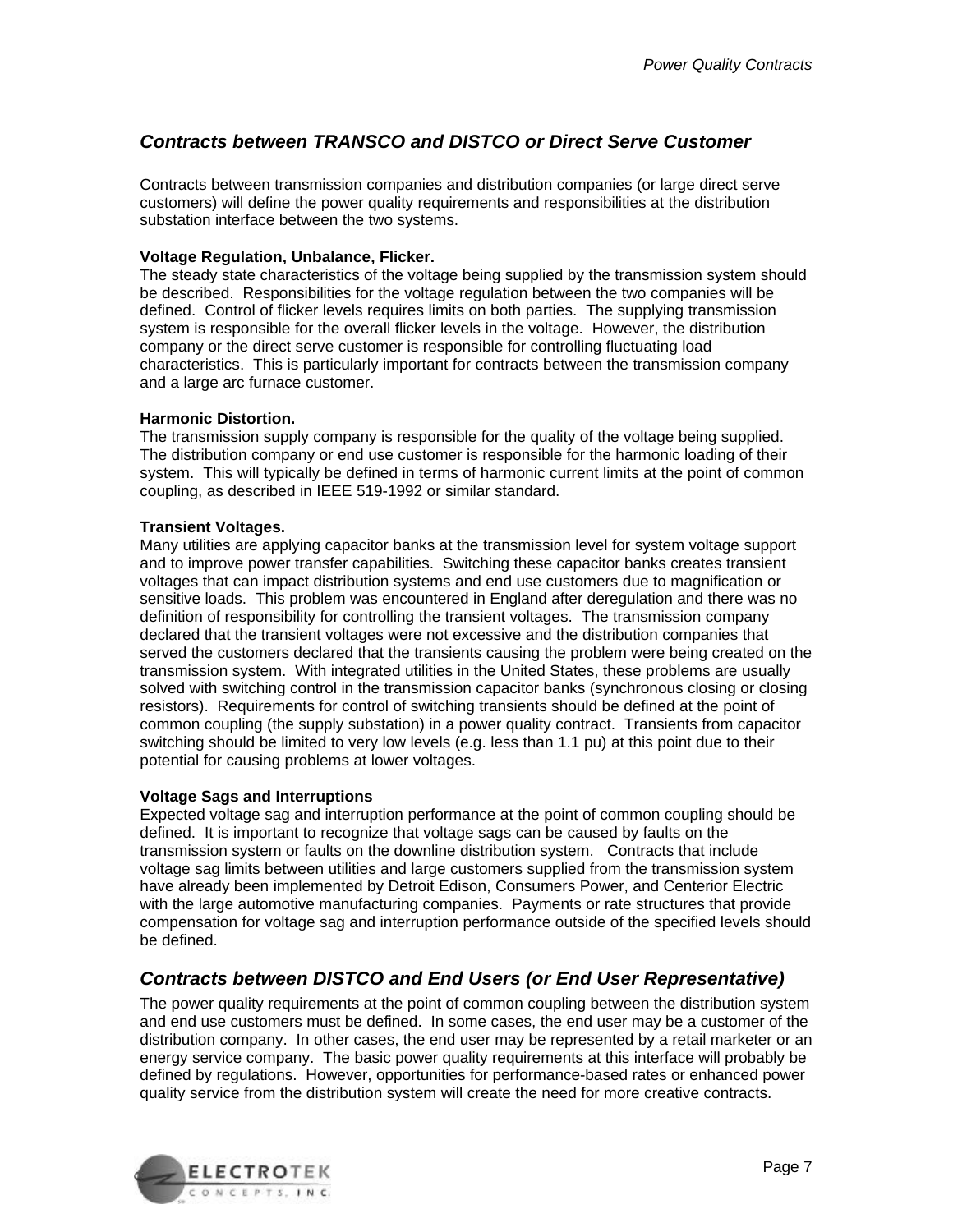## *Contracts between TRANSCO and DISTCO or Direct Serve Customer*

Contracts between transmission companies and distribution companies (or large direct serve customers) will define the power quality requirements and responsibilities at the distribution substation interface between the two systems.

**Voltage Regulation, Unbalance, Flicker.**
The steady state characteristics of the voltage being supplied by the transmission system should be described. Responsibilities for the voltage regulation between the two companies will be defined. Control of flicker levels requires limits on both parties. The supplying transmission system is responsible for the overall flicker levels in the voltage. However, the distribution company or the direct serve customer is responsible for controlling fluctuating load characteristics. This is particularly important for contracts between the transmission company and a large arc furnace customer.

**Harmonic Distortion.**
The transmission supply company is responsible for the quality of the voltage being supplied. The distribution company or end use customer is responsible for the harmonic loading of their system. This will typically be defined in terms of harmonic current limits at the point of common coupling, as described in IEEE 519-1992 or similar standard.

**Transient Voltages.**
Many utilities are applying capacitor banks at the transmission level for system voltage support and to improve power transfer capabilities. Switching these capacitor banks creates transient voltages that can impact distribution systems and end use customers due to magnification or sensitive loads. This problem was encountered in England after deregulation and there was no definition of responsibility for controlling the transient voltages. The transmission company declared that the transient voltages were not excessive and the distribution companies that served the customers declared that the transients causing the problem were being created on the transmission system. With integrated utilities in the United States, these problems are usually solved with switching control in the transmission capacitor banks (synchronous closing or closing resistors). Requirements for control of switching transients should be defined at the point of common coupling (the supply substation) in a power quality contract. Transients from capacitor switching should be limited to very low levels (e.g. less than 1.1 pu) at this point due to their potential for causing problems at lower voltages.

**Voltage Sags and Interruptions**
Expected voltage sag and interruption performance at the point of common coupling should be defined. It is important to recognize that voltage sags can be caused by faults on the transmission system or faults on the downline distribution system. Contracts that include voltage sag limits between utilities and large customers supplied from the transmission system have already been implemented by Detroit Edison, Consumers Power, and Centerior Electric with the large automotive manufacturing companies. Payments or rate structures that provide compensation for voltage sag and interruption performance outside of the specified levels should be defined.

## *Contracts between DISTCO and End Users (or End User Representative)*

The power quality requirements at the point of common coupling between the distribution system and end use customers must be defined. In some cases, the end user may be a customer of the distribution company. In other cases, the end user may be represented by a retail marketer or an energy service company. The basic power quality requirements at this interface will probably be defined by regulations. However, opportunities for performance-based rates or enhanced power quality service from the distribution system will create the need for more creative contracts.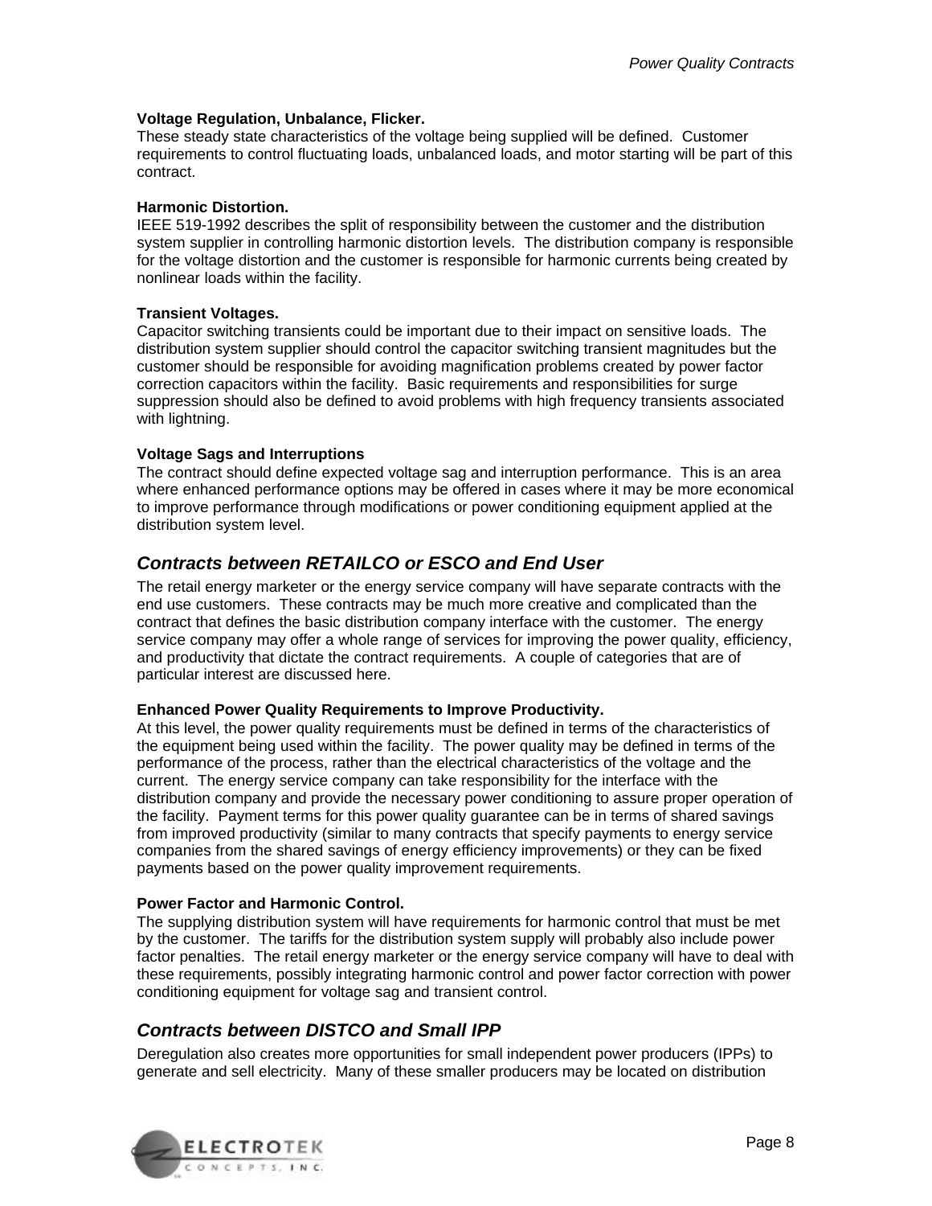**Voltage Regulation, Unbalance, Flicker.**
These steady state characteristics of the voltage being supplied will be defined. Customer requirements to control fluctuating loads, unbalanced loads, and motor starting will be part of this contract.

**Harmonic Distortion.**
IEEE 519-1992 describes the split of responsibility between the customer and the distribution system supplier in controlling harmonic distortion levels. The distribution company is responsible for the voltage distortion and the customer is responsible for harmonic currents being created by nonlinear loads within the facility.

**Transient Voltages.**
Capacitor switching transients could be important due to their impact on sensitive loads. The distribution system supplier should control the capacitor switching transient magnitudes but the customer should be responsible for avoiding magnification problems created by power factor correction capacitors within the facility. Basic requirements and responsibilities for surge suppression should also be defined to avoid problems with high frequency transients associated with lightning.

**Voltage Sags and Interruptions**
The contract should define expected voltage sag and interruption performance. This is an area where enhanced performance options may be offered in cases where it may be more economical to improve performance through modifications or power conditioning equipment applied at the distribution system level.

## *Contracts between RETAILCO or ESCO and End User*

The retail energy marketer or the energy service company will have separate contracts with the end use customers. These contracts may be much more creative and complicated than the contract that defines the basic distribution company interface with the customer. The energy service company may offer a whole range of services for improving the power quality, efficiency, and productivity that dictate the contract requirements. A couple of categories that are of particular interest are discussed here.

**Enhanced Power Quality Requirements to Improve Productivity.**
At this level, the power quality requirements must be defined in terms of the characteristics of the equipment being used within the facility. The power quality may be defined in terms of the performance of the process, rather than the electrical characteristics of the voltage and the current. The energy service company can take responsibility for the interface with the distribution company and provide the necessary power conditioning to assure proper operation of the facility. Payment terms for this power quality guarantee can be in terms of shared savings from improved productivity (similar to many contracts that specify payments to energy service companies from the shared savings of energy efficiency improvements) or they can be fixed payments based on the power quality improvement requirements.

**Power Factor and Harmonic Control.**
The supplying distribution system will have requirements for harmonic control that must be met by the customer. The tariffs for the distribution system supply will probably also include power factor penalties. The retail energy marketer or the energy service company will have to deal with these requirements, possibly integrating harmonic control and power factor correction with power conditioning equipment for voltage sag and transient control.

## *Contracts between DISTCO and Small IPP*

Deregulation also creates more opportunities for small independent power producers (IPPs) to generate and sell electricity. Many of these smaller producers may be located on distribution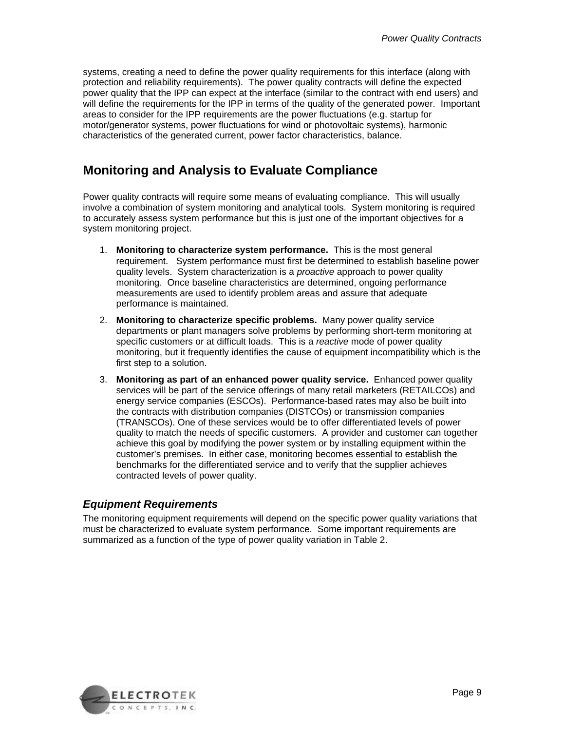systems, creating a need to define the power quality requirements for this interface (along with protection and reliability requirements). The power quality contracts will define the expected power quality that the IPP can expect at the interface (similar to the contract with end users) and will define the requirements for the IPP in terms of the quality of the generated power. Important areas to consider for the IPP requirements are the power fluctuations (e.g. startup for motor/generator systems, power fluctuations for wind or photovoltaic systems), harmonic characteristics of the generated current, power factor characteristics, balance.

## Monitoring and Analysis to Evaluate Compliance

Power quality contracts will require some means of evaluating compliance. This will usually involve a combination of system monitoring and analytical tools. System monitoring is required to accurately assess system performance but this is just one of the important objectives for a system monitoring project.

1. **Monitoring to characterize system performance.** This is the most general requirement. System performance must first be determined to establish baseline power quality levels. System characterization is a *proactive* approach to power quality monitoring. Once baseline characteristics are determined, ongoing performance measurements are used to identify problem areas and assure that adequate performance is maintained.
2. **Monitoring to characterize specific problems.** Many power quality service departments or plant managers solve problems by performing short-term monitoring at specific customers or at difficult loads. This is a *reactive* mode of power quality monitoring, but it frequently identifies the cause of equipment incompatibility which is the first step to a solution.
3. **Monitoring as part of an enhanced power quality service.** Enhanced power quality services will be part of the service offerings of many retail marketers (RETAILCOs) and energy service companies (ESCOs). Performance-based rates may also be built into the contracts with distribution companies (DISTCOs) or transmission companies (TRANSCOs). One of these services would be to offer differentiated levels of power quality to match the needs of specific customers. A provider and customer can together achieve this goal by modifying the power system or by installing equipment within the customer's premises. In either case, monitoring becomes essential to establish the benchmarks for the differentiated service and to verify that the supplier achieves contracted levels of power quality.

### *Equipment Requirements*

The monitoring equipment requirements will depend on the specific power quality variations that must be characterized to evaluate system performance. Some important requirements are summarized as a function of the type of power quality variation in Table 2.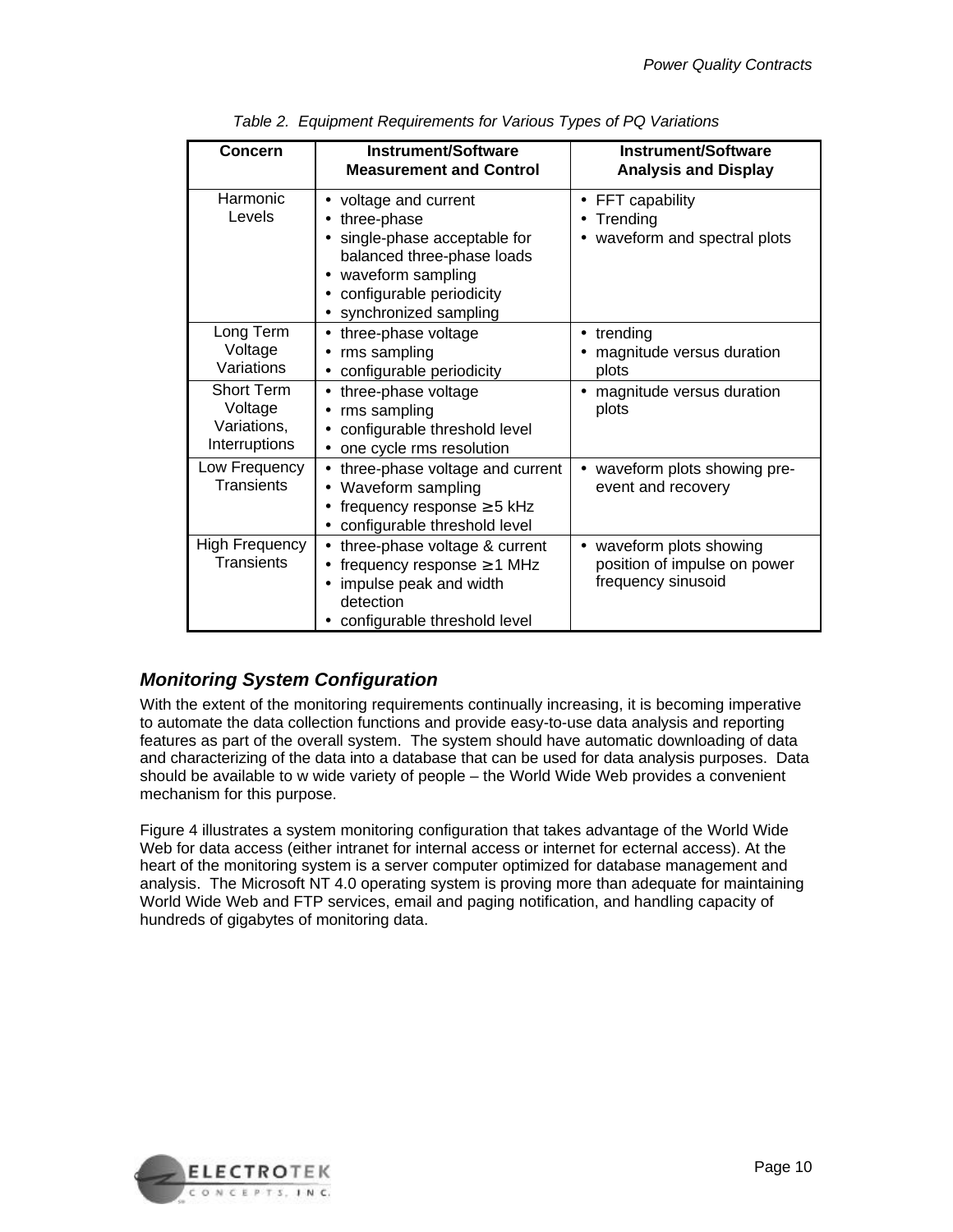*Table 2. Equipment Requirements for Various Types of PQ Variations*

| Concern | Instrument/Software Measurement and Control | Instrument/Software Analysis and Display |
|---|---|---|
| Harmonic Levels | • voltage and current<br>• three-phase<br>• single-phase acceptable for balanced three-phase loads<br>• waveform sampling<br>• configurable periodicity<br>• synchronized sampling | • FFT capability<br>• Trending<br>• waveform and spectral plots |
| Long Term Voltage Variations | • three-phase voltage<br>• rms sampling<br>• configurable periodicity | • trending<br>• magnitude versus duration plots |
| Short Term Voltage Variations, Interruptions | • three-phase voltage<br>• rms sampling<br>• configurable threshold level<br>• one cycle rms resolution | • magnitude versus duration plots |
| Low Frequency Transients | • three-phase voltage and current<br>• Waveform sampling<br>• frequency response ≥ 5 kHz<br>• configurable threshold level | • waveform plots showing pre-event and recovery |
| High Frequency Transients | • three-phase voltage & current<br>• frequency response ≥ 1 MHz<br>• impulse peak and width detection<br>• configurable threshold level | • waveform plots showing position of impulse on power frequency sinusoid |

### *Monitoring System Configuration*

With the extent of the monitoring requirements continually increasing, it is becoming imperative to automate the data collection functions and provide easy-to-use data analysis and reporting features as part of the overall system. The system should have automatic downloading of data and characterizing of the data into a database that can be used for data analysis purposes. Data should be available to w wide variety of people – the World Wide Web provides a convenient mechanism for this purpose.

Figure 4 illustrates a system monitoring configuration that takes advantage of the World Wide Web for data access (either intranet for internal access or internet for ecternal access). At the heart of the monitoring system is a server computer optimized for database management and analysis. The Microsoft NT 4.0 operating system is proving more than adequate for maintaining World Wide Web and FTP services, email and paging notification, and handling capacity of hundreds of gigabytes of monitoring data.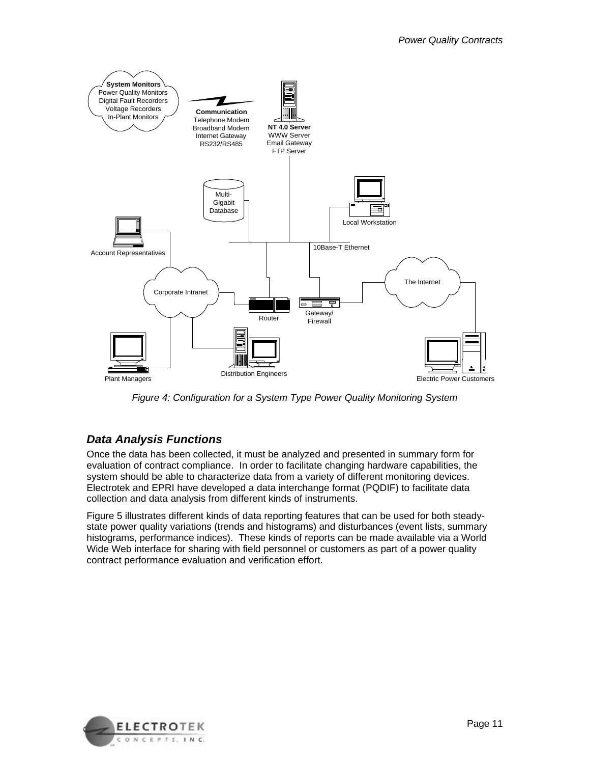Figure 4: Configuration for a System Type Power Quality Monitoring System

## *Data Analysis Functions*

Once the data has been collected, it must be analyzed and presented in summary form for evaluation of contract compliance. In order to facilitate changing hardware capabilities, the system should be able to characterize data from a variety of different monitoring devices. Electrotek and EPRI have developed a data interchange format (PQDIF) to facilitate data collection and data analysis from different kinds of instruments.

Figure 5 illustrates different kinds of data reporting features that can be used for both steady-state power quality variations (trends and histograms) and disturbances (event lists, summary histograms, performance indices). These kinds of reports can be made available via a World Wide Web interface for sharing with field personnel or customers as part of a power quality contract performance evaluation and verification effort.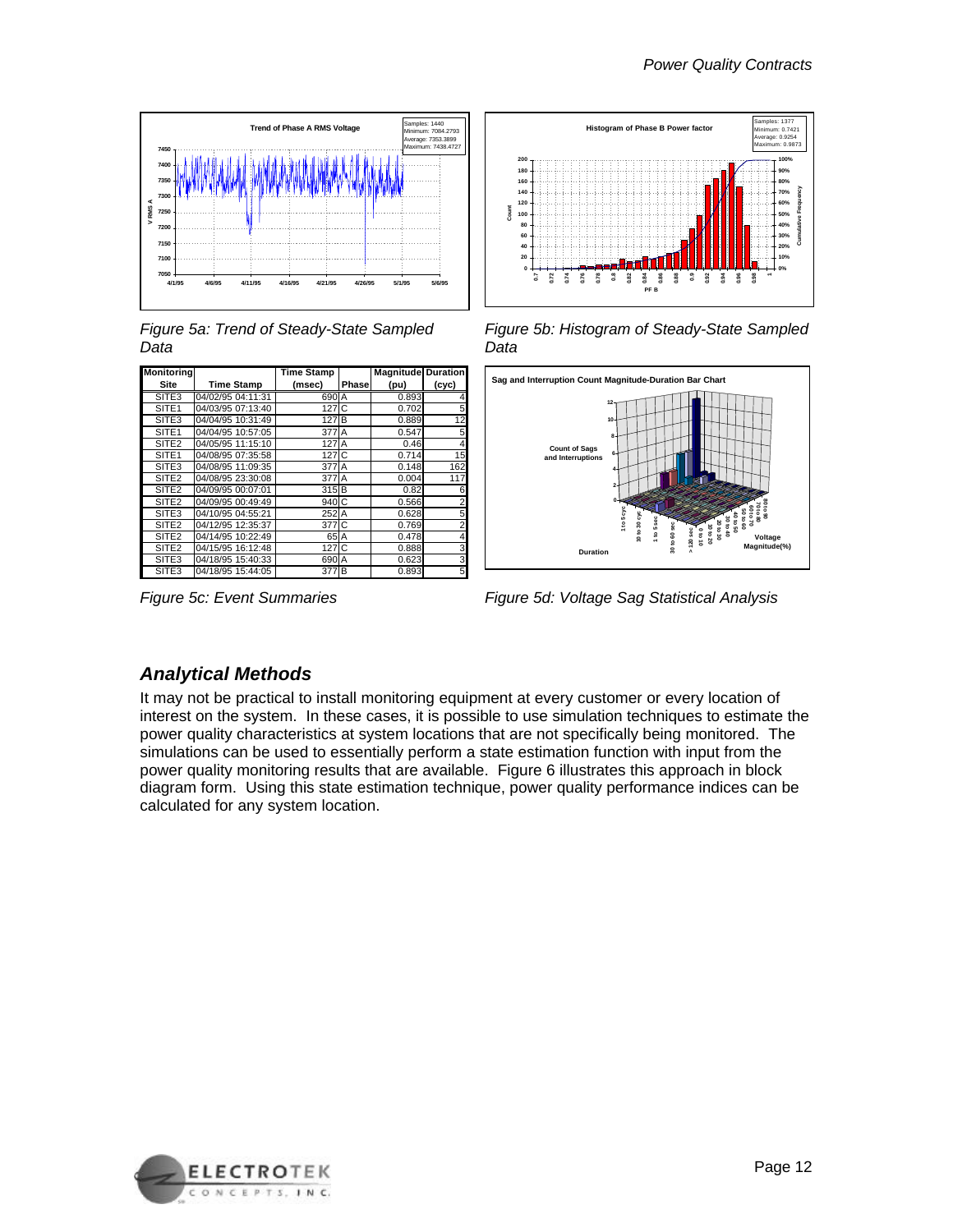Figure 5a: Trend of Steady-State Sampled Data

Figure 5b: Histogram of Steady-State Sampled Data

| Monitoring Site | Time Stamp | Time Stamp (msec) | Phase | Magnitude (pu) | Duration (cyc) |
|---|---|---|---|---|---|
| SITE3 | 04/02/95 04:11:31 | 690 | A | 0.893 | 4 |
| SITE1 | 04/03/95 07:13:40 | 127 | C | 0.702 | 5 |
| SITE3 | 04/04/95 10:31:49 | 127 | B | 0.889 | 12 |
| SITE1 | 04/04/95 10:57:05 | 377 | A | 0.547 | 5 |
| SITE2 | 04/05/95 11:15:10 | 127 | A | 0.46 | 4 |
| SITE1 | 04/08/95 07:35:58 | 127 | C | 0.714 | 15 |
| SITE3 | 04/08/95 11:09:35 | 377 | A | 0.148 | 162 |
| SITE2 | 04/08/95 23:30:08 | 377 | A | 0.004 | 117 |
| SITE2 | 04/09/95 00:07:01 | 315 | B | 0.82 | 6 |
| SITE2 | 04/09/95 00:49:49 | 940 | C | 0.566 | 2 |
| SITE3 | 04/10/95 04:55:21 | 252 | A | 0.628 | 5 |
| SITE2 | 04/12/95 12:35:37 | 377 | C | 0.769 | 2 |
| SITE2 | 04/14/95 10:22:49 | 65 | A | 0.478 | 4 |
| SITE2 | 04/15/95 16:12:48 | 127 | C | 0.888 | 3 |
| SITE3 | 04/18/95 15:40:33 | 690 | A | 0.623 | 3 |
| SITE3 | 04/18/95 15:44:05 | 377 | B | 0.893 | 5 |

Figure 5c: Event Summaries

Figure 5d: Voltage Sag Statistical Analysis

## Analytical Methods

It may not be practical to install monitoring equipment at every customer or every location of interest on the system. In these cases, it is possible to use simulation techniques to estimate the power quality characteristics at system locations that are not specifically being monitored. The simulations can be used to essentially perform a state estimation function with input from the power quality monitoring results that are available. Figure 6 illustrates this approach in block diagram form. Using this state estimation technique, power quality performance indices can be calculated for any system location.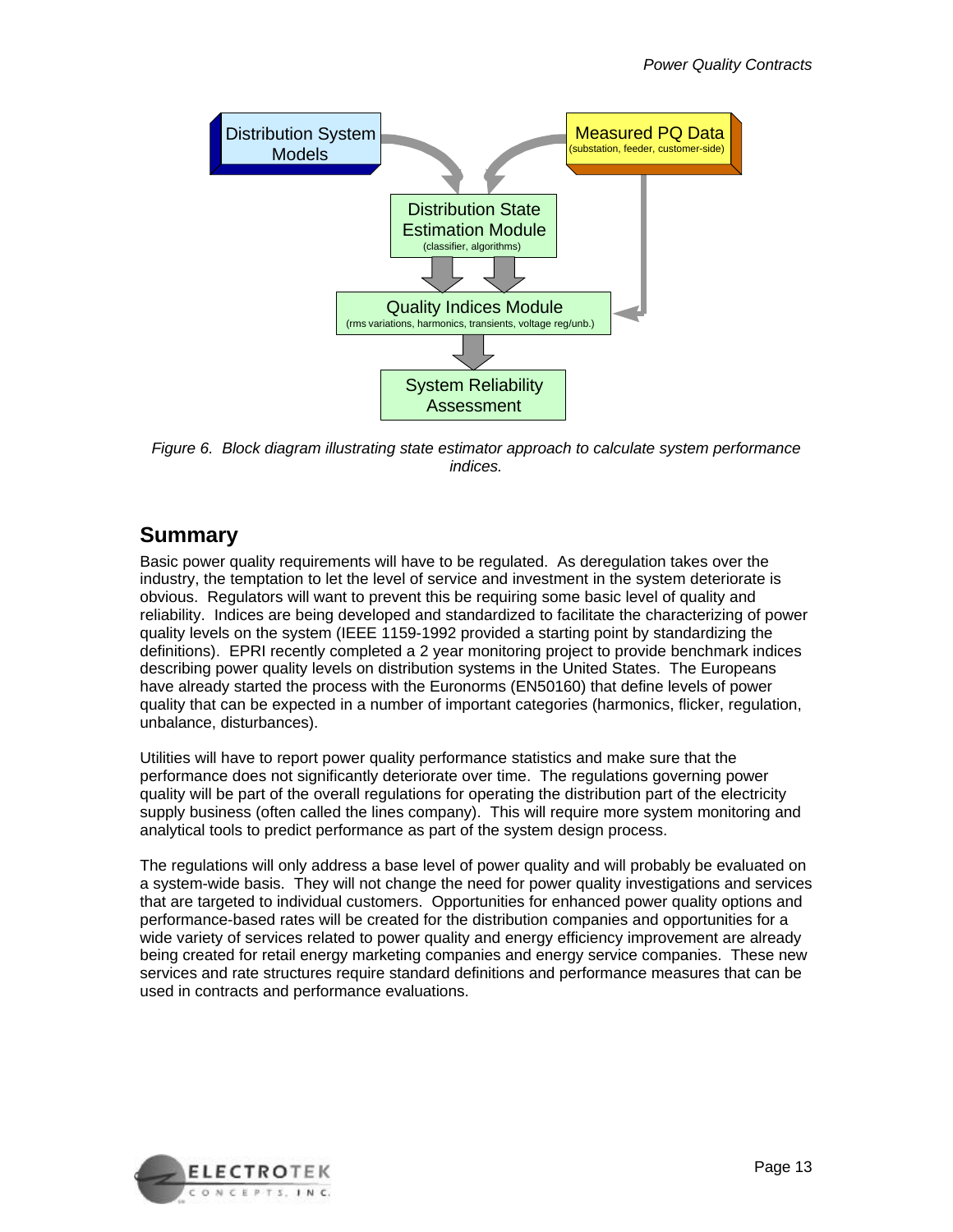Distribution System Models

Measured PQ Data
(substation, feeder, customer-side)

Distribution State Estimation Module
(classifier, algorithms)

Quality Indices Module
(rms variations, harmonics, transients, voltage reg/unb.)

System Reliability Assessment

*Figure 6. Block diagram illustrating state estimator approach to calculate system performance indices.*

## Summary

Basic power quality requirements will have to be regulated. As deregulation takes over the industry, the temptation to let the level of service and investment in the system deteriorate is obvious. Regulators will want to prevent this be requiring some basic level of quality and reliability. Indices are being developed and standardized to facilitate the characterizing of power quality levels on the system (IEEE 1159-1992 provided a starting point by standardizing the definitions). EPRI recently completed a 2 year monitoring project to provide benchmark indices describing power quality levels on distribution systems in the United States. The Europeans have already started the process with the Euronorms (EN50160) that define levels of power quality that can be expected in a number of important categories (harmonics, flicker, regulation, unbalance, disturbances).

Utilities will have to report power quality performance statistics and make sure that the performance does not significantly deteriorate over time. The regulations governing power quality will be part of the overall regulations for operating the distribution part of the electricity supply business (often called the lines company). This will require more system monitoring and analytical tools to predict performance as part of the system design process.

The regulations will only address a base level of power quality and will probably be evaluated on a system-wide basis. They will not change the need for power quality investigations and services that are targeted to individual customers. Opportunities for enhanced power quality options and performance-based rates will be created for the distribution companies and opportunities for a wide variety of services related to power quality and energy efficiency improvement are already being created for retail energy marketing companies and energy service companies. These new services and rate structures require standard definitions and performance measures that can be used in contracts and performance evaluations.